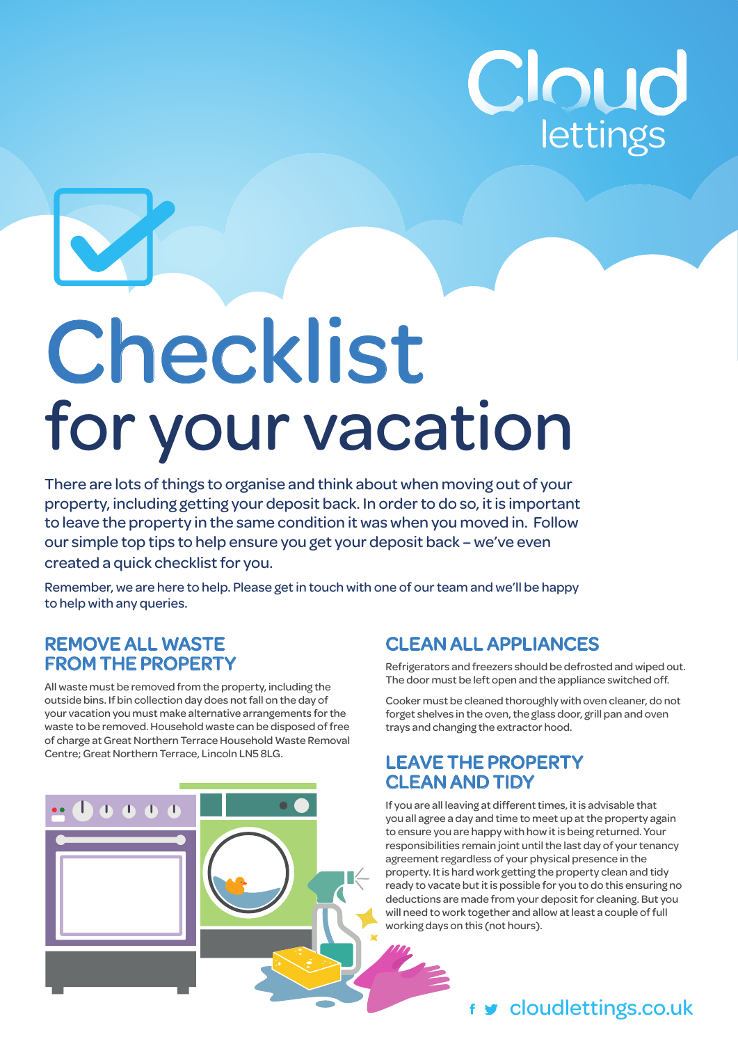Cloud lettings

# Checklist
## for your vacation

There are lots of things to organise and think about when moving out of your property, including getting your deposit back. In order to do so, it is important to leave the property in the same condition it was when you moved in. Follow our simple top tips to help ensure you get your deposit back – we've even created a quick checklist for you.

Remember, we are here to help. Please get in touch with one of our team and we'll be happy to help with any queries.

### REMOVE ALL WASTE FROM THE PROPERTY

All waste must be removed from the property, including the outside bins. If bin collection day does not fall on the day of your vacation you must make alternative arrangements for the waste to be removed. Household waste can be disposed of free of charge at Great Northern Terrace Household Waste Removal Centre; Great Northern Terrace, Lincoln LN5 8LG.

### CLEAN ALL APPLIANCES

Refrigerators and freezers should be defrosted and wiped out. The door must be left open and the appliance switched off.

Cooker must be cleaned thoroughly with oven cleaner, do not forget shelves in the oven, the glass door, grill pan and oven trays and changing the extractor hood.

### LEAVE THE PROPERTY CLEAN AND TIDY

If you are all leaving at different times, it is advisable that you all agree a day and time to meet up at the property again to ensure you are happy with how it is being returned. Your responsibilities remain joint until the last day of your tenancy agreement regardless of your physical presence in the property. It is hard work getting the property clean and tidy ready to vacate but it is possible for you to do this ensuring no deductions are made from your deposit for cleaning. But you will need to work together and allow at least a couple of full working days on this (not hours).

cloudlettings.co.uk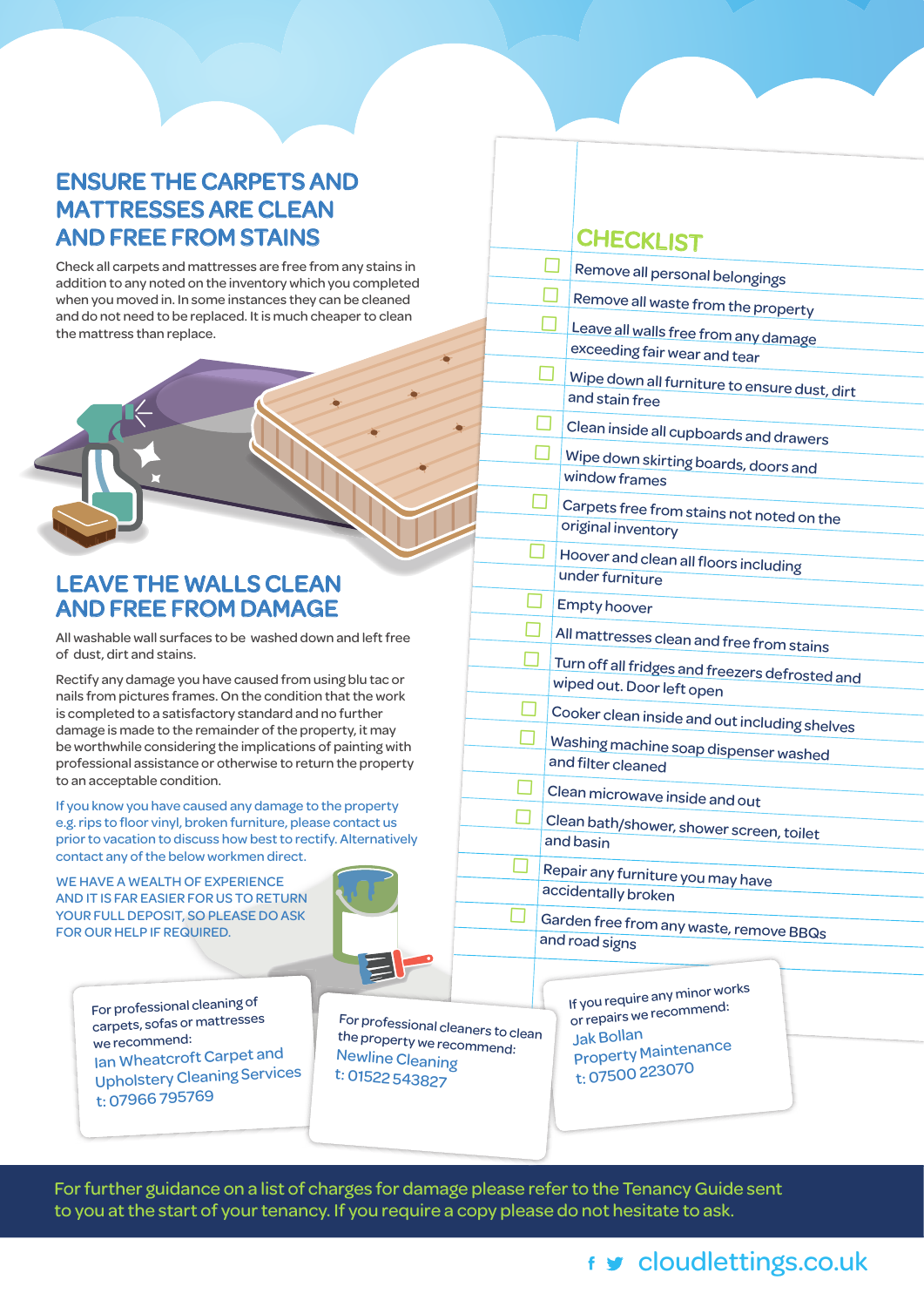## ENSURE THE CARPETS AND MATTRESSES ARE CLEAN AND FREE FROM STAINS

Check all carpets and mattresses are free from any stains in addition to any noted on the inventory which you completed when you moved in. In some instances they can be cleaned and do not need to be replaced. It is much cheaper to clean the mattress than replace.

## LEAVE THE WALLS CLEAN AND FREE FROM DAMAGE

All washable wall surfaces to be washed down and left free of dust, dirt and stains.

Rectify any damage you have caused from using blu tac or nails from pictures frames. On the condition that the work is completed to a satisfactory standard and no further damage is made to the remainder of the property, it may be worthwhile considering the implications of painting with professional assistance or otherwise to return the property to an acceptable condition.

If you know you have caused any damage to the property e.g. rips to floor vinyl, broken furniture, please contact us prior to vacation to discuss how best to rectify. Alternatively contact any of the below workmen direct.

WE HAVE A WEALTH OF EXPERIENCE AND IT IS FAR EASIER FOR US TO RETURN YOUR FULL DEPOSIT, SO PLEASE DO ASK FOR OUR HELP IF REQUIRED.

## CHECKLIST

- [ ] Remove all personal belongings
- [ ] Remove all waste from the property
- [ ] Leave all walls free from any damage exceeding fair wear and tear
- [ ] Wipe down all furniture to ensure dust, dirt and stain free
- [ ] Clean inside all cupboards and drawers
- [ ] Wipe down skirting boards, doors and window frames
- [ ] Carpets free from stains not noted on the original inventory
- [ ] Hoover and clean all floors including under furniture
- [ ] Empty hoover
- [ ] All mattresses clean and free from stains
- [ ] Turn off all fridges and freezers defrosted and wiped out. Door left open
- [ ] Cooker clean inside and out including shelves
- [ ] Washing machine soap dispenser washed and filter cleaned
- [ ] Clean microwave inside and out
- [ ] Clean bath/shower, shower screen, toilet and basin
- [ ] Repair any furniture you may have accidentally broken
- [ ] Garden free from any waste, remove BBQs and road signs

For professional cleaning of carpets, sofas or mattresses we recommend:
Ian Wheatcroft Carpet and Upholstery Cleaning Services
t: 07966 795769

For professional cleaners to clean the property we recommend:
Newline Cleaning
t: 01522 543827

If you require any minor works or repairs we recommend:
Jak Bollan
Property Maintenance
t: 07500 223070

For further guidance on a list of charges for damage please refer to the Tenancy Guide sent to you at the start of your tenancy. If you require a copy please do not hesitate to ask.

cloudlettings.co.uk